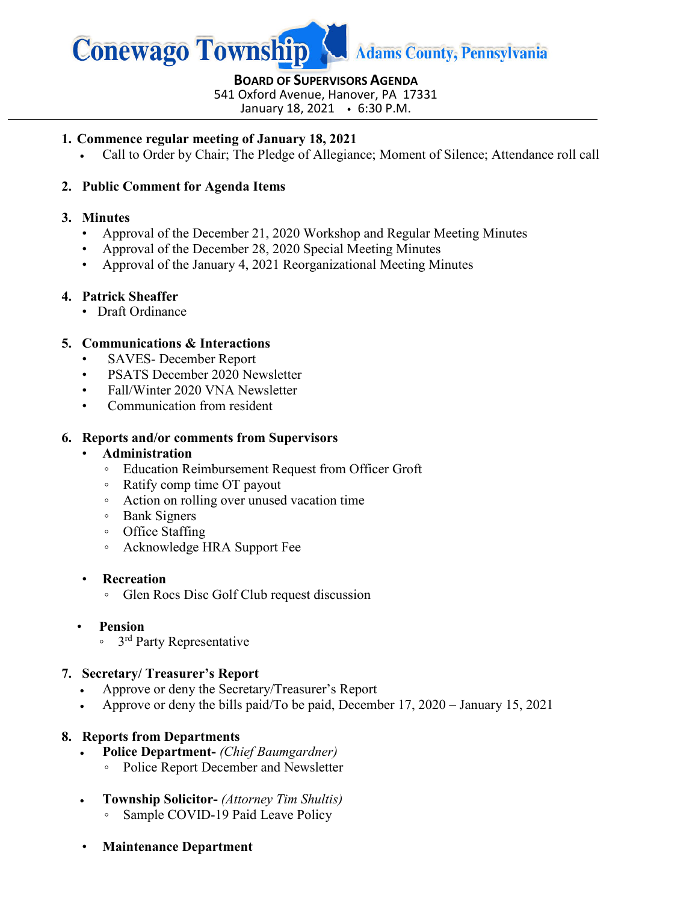# Conewago Township Adams County, Pennsylvania

**BOARD OF SUPERVISORS AGENDA**
541 Oxford Avenue, Hanover, PA 17331
January 18, 2021 • 6:30 P.M.

---

1. **Commence regular meeting of January 18, 2021**
   - Call to Order by Chair; The Pledge of Allegiance; Moment of Silence; Attendance roll call

2. **Public Comment for Agenda Items**

3. **Minutes**
   - Approval of the December 21, 2020 Workshop and Regular Meeting Minutes
   - Approval of the December 28, 2020 Special Meeting Minutes
   - Approval of the January 4, 2021 Reorganizational Meeting Minutes

4. **Patrick Sheaffer**
   - Draft Ordinance

5. **Communications & Interactions**
   - SAVES- December Report
   - PSATS December 2020 Newsletter
   - Fall/Winter 2020 VNA Newsletter
   - Communication from resident

6. **Reports and/or comments from Supervisors**
   - **Administration**
     - Education Reimbursement Request from Officer Groft
     - Ratify comp time OT payout
     - Action on rolling over unused vacation time
     - Bank Signers
     - Office Staffing
     - Acknowledge HRA Support Fee
   - **Recreation**
     - Glen Rocs Disc Golf Club request discussion
   - **Pension**
     - 3rd Party Representative

7. **Secretary/ Treasurer's Report**
   - Approve or deny the Secretary/Treasurer's Report
   - Approve or deny the bills paid/To be paid, December 17, 2020 – January 15, 2021

8. **Reports from Departments**
   - **Police Department-** *(Chief Baumgardner)*
     - Police Report December and Newsletter
   - **Township Solicitor-** *(Attorney Tim Shultis)*
     - Sample COVID-19 Paid Leave Policy
   - **Maintenance Department**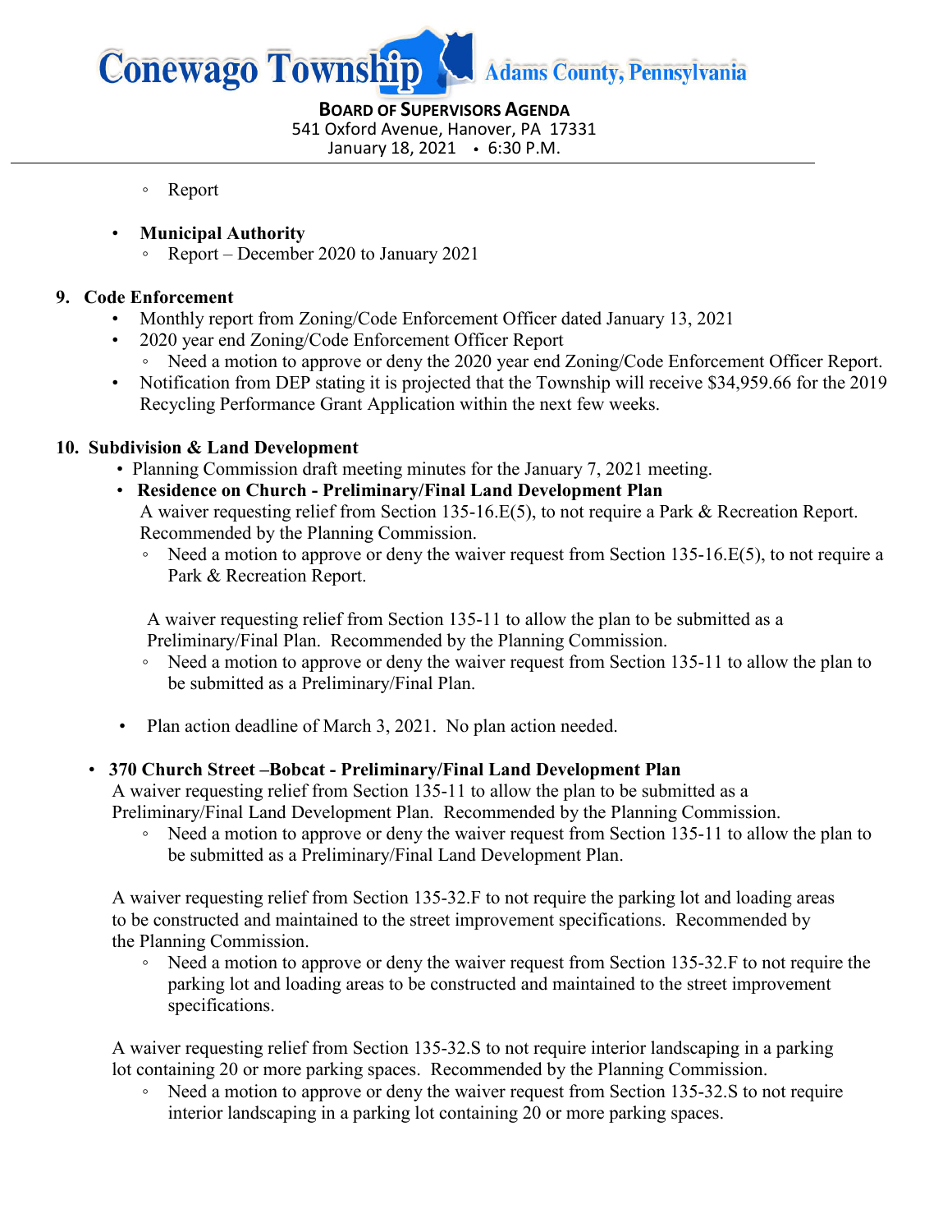- Report

- **Municipal Authority**
  - Report – December 2020 to January 2021

## 9. Code Enforcement

- Monthly report from Zoning/Code Enforcement Officer dated January 13, 2021
- 2020 year end Zoning/Code Enforcement Officer Report
  - Need a motion to approve or deny the 2020 year end Zoning/Code Enforcement Officer Report.
- Notification from DEP stating it is projected that the Township will receive $34,959.66 for the 2019 Recycling Performance Grant Application within the next few weeks.

## 10. Subdivision & Land Development

- Planning Commission draft meeting minutes for the January 7, 2021 meeting.
- **Residence on Church - Preliminary/Final Land Development Plan**

  A waiver requesting relief from Section 135-16.E(5), to not require a Park & Recreation Report. Recommended by the Planning Commission.
  - Need a motion to approve or deny the waiver request from Section 135-16.E(5), to not require a Park & Recreation Report.

  A waiver requesting relief from Section 135-11 to allow the plan to be submitted as a Preliminary/Final Plan. Recommended by the Planning Commission.
  - Need a motion to approve or deny the waiver request from Section 135-11 to allow the plan to be submitted as a Preliminary/Final Plan.

- Plan action deadline of March 3, 2021. No plan action needed.

- **370 Church Street –Bobcat - Preliminary/Final Land Development Plan**

  A waiver requesting relief from Section 135-11 to allow the plan to be submitted as a Preliminary/Final Land Development Plan. Recommended by the Planning Commission.
  - Need a motion to approve or deny the waiver request from Section 135-11 to allow the plan to be submitted as a Preliminary/Final Land Development Plan.

  A waiver requesting relief from Section 135-32.F to not require the parking lot and loading areas to be constructed and maintained to the street improvement specifications. Recommended by the Planning Commission.
  - Need a motion to approve or deny the waiver request from Section 135-32.F to not require the parking lot and loading areas to be constructed and maintained to the street improvement specifications.

  A waiver requesting relief from Section 135-32.S to not require interior landscaping in a parking lot containing 20 or more parking spaces. Recommended by the Planning Commission.
  - Need a motion to approve or deny the waiver request from Section 135-32.S to not require interior landscaping in a parking lot containing 20 or more parking spaces.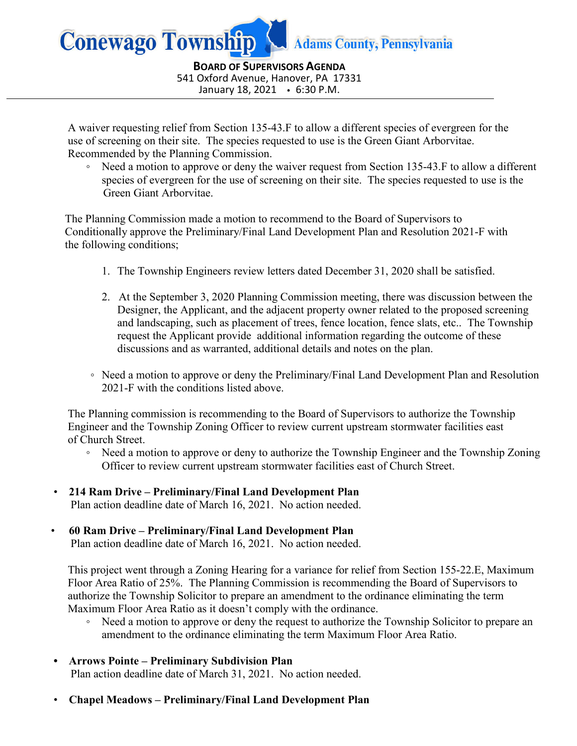A waiver requesting relief from Section 135-43.F to allow a different species of evergreen for the use of screening on their site. The species requested to use is the Green Giant Arborvitae. Recommended by the Planning Commission.

- Need a motion to approve or deny the waiver request from Section 135-43.F to allow a different species of evergreen for the use of screening on their site. The species requested to use is the Green Giant Arborvitae.

The Planning Commission made a motion to recommend to the Board of Supervisors to Conditionally approve the Preliminary/Final Land Development Plan and Resolution 2021-F with the following conditions;

1. The Township Engineers review letters dated December 31, 2020 shall be satisfied.
2. At the September 3, 2020 Planning Commission meeting, there was discussion between the Designer, the Applicant, and the adjacent property owner related to the proposed screening and landscaping, such as placement of trees, fence location, fence slats, etc.. The Township request the Applicant provide additional information regarding the outcome of these discussions and as warranted, additional details and notes on the plan.

- Need a motion to approve or deny the Preliminary/Final Land Development Plan and Resolution 2021-F with the conditions listed above.

The Planning commission is recommending to the Board of Supervisors to authorize the Township Engineer and the Township Zoning Officer to review current upstream stormwater facilities east of Church Street.

- Need a motion to approve or deny to authorize the Township Engineer and the Township Zoning Officer to review current upstream stormwater facilities east of Church Street.

- **214 Ram Drive – Preliminary/Final Land Development Plan**
  Plan action deadline date of March 16, 2021. No action needed.

- **60 Ram Drive – Preliminary/Final Land Development Plan**
  Plan action deadline date of March 16, 2021. No action needed.

This project went through a Zoning Hearing for a variance for relief from Section 155-22.E, Maximum Floor Area Ratio of 25%. The Planning Commission is recommending the Board of Supervisors to authorize the Township Solicitor to prepare an amendment to the ordinance eliminating the term Maximum Floor Area Ratio as it doesn't comply with the ordinance.

- Need a motion to approve or deny the request to authorize the Township Solicitor to prepare an amendment to the ordinance eliminating the term Maximum Floor Area Ratio.

- **Arrows Pointe – Preliminary Subdivision Plan**
  Plan action deadline date of March 31, 2021. No action needed.

- **Chapel Meadows – Preliminary/Final Land Development Plan**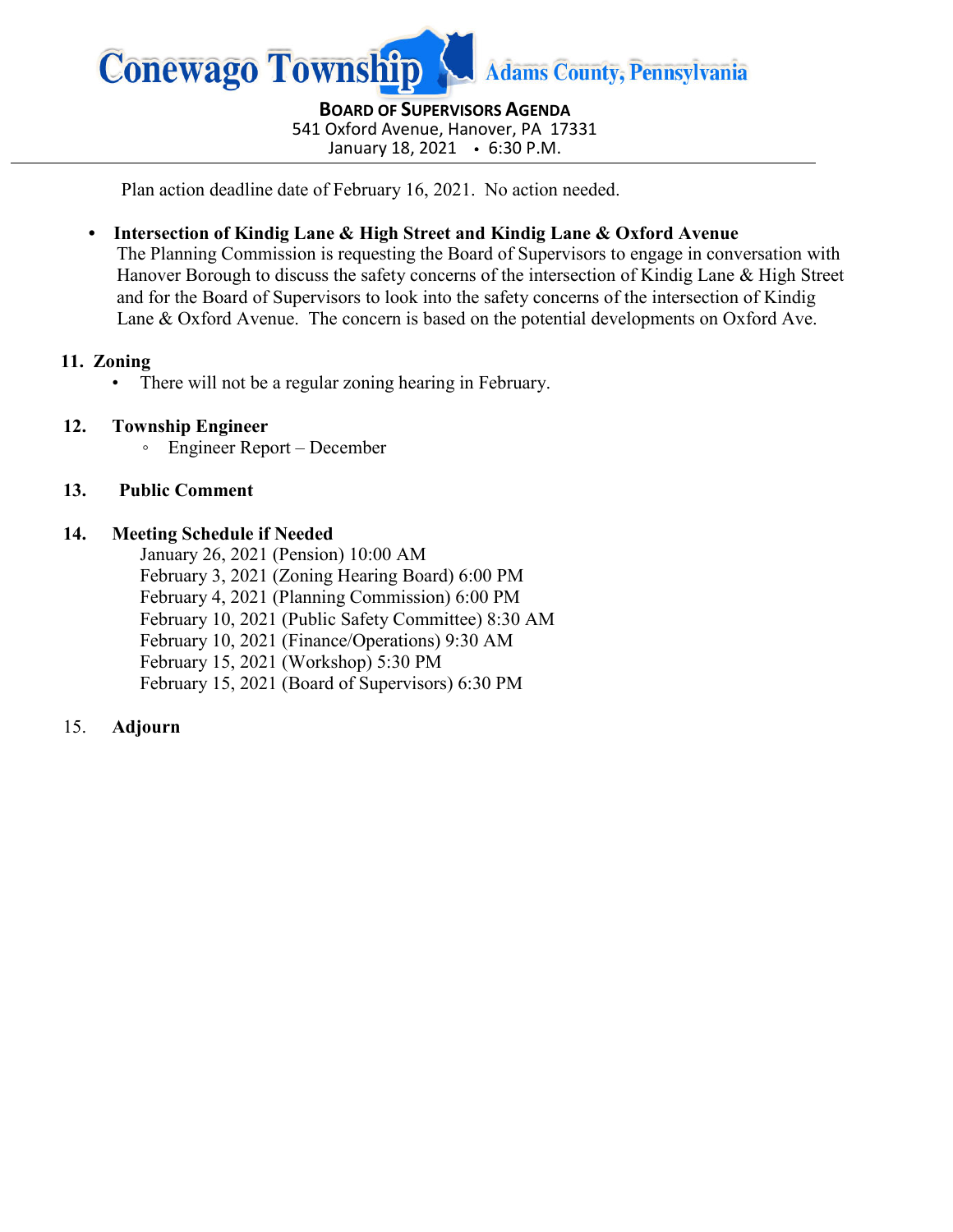Plan action deadline date of February 16, 2021. No action needed.

- **Intersection of Kindig Lane & High Street and Kindig Lane & Oxford Avenue**
  The Planning Commission is requesting the Board of Supervisors to engage in conversation with Hanover Borough to discuss the safety concerns of the intersection of Kindig Lane & High Street and for the Board of Supervisors to look into the safety concerns of the intersection of Kindig Lane & Oxford Avenue. The concern is based on the potential developments on Oxford Ave.

**11. Zoning**

- There will not be a regular zoning hearing in February.

**12. Township Engineer**

- Engineer Report – December

**13. Public Comment**

**14. Meeting Schedule if Needed**

January 26, 2021 (Pension) 10:00 AM
February 3, 2021 (Zoning Hearing Board) 6:00 PM
February 4, 2021 (Planning Commission) 6:00 PM
February 10, 2021 (Public Safety Committee) 8:30 AM
February 10, 2021 (Finance/Operations) 9:30 AM
February 15, 2021 (Workshop) 5:30 PM
February 15, 2021 (Board of Supervisors) 6:30 PM

15. **Adjourn**